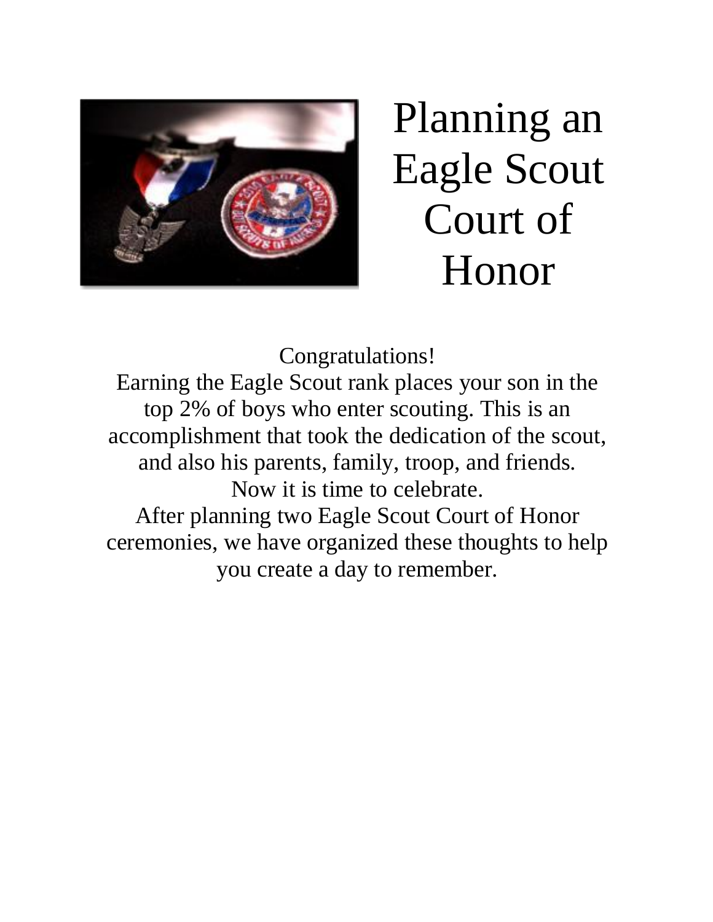# Planning an Eagle Scout Court of Honor

Congratulations!

Earning the Eagle Scout rank places your son in the top 2% of boys who enter scouting. This is an accomplishment that took the dedication of the scout, and also his parents, family, troop, and friends.

Now it is time to celebrate.

After planning two Eagle Scout Court of Honor ceremonies, we have organized these thoughts to help you create a day to remember.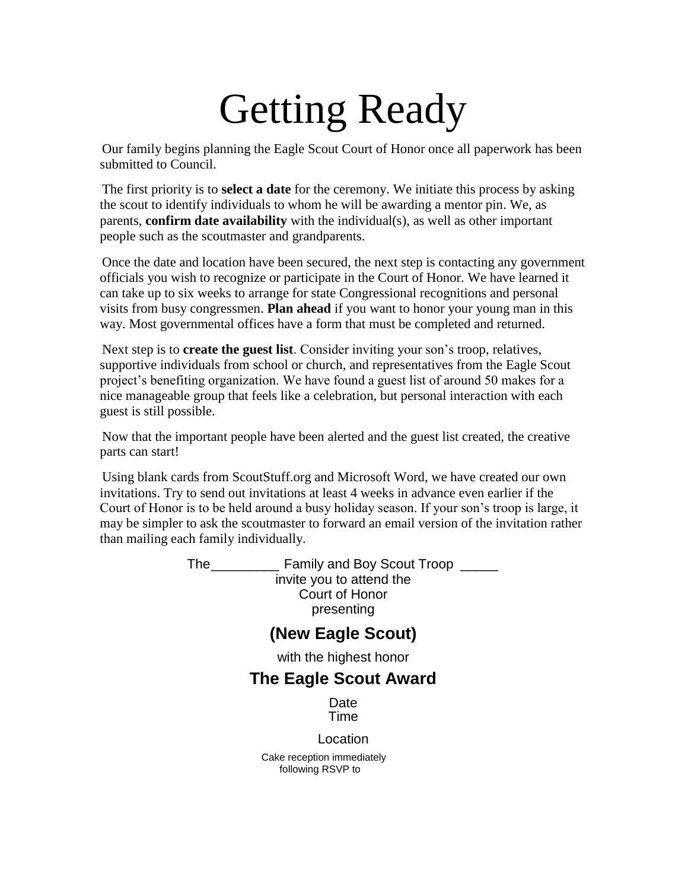# Getting Ready

Our family begins planning the Eagle Scout Court of Honor once all paperwork has been submitted to Council.

The first priority is to **select a date** for the ceremony. We initiate this process by asking the scout to identify individuals to whom he will be awarding a mentor pin. We, as parents, **confirm date availability** with the individual(s), as well as other important people such as the scoutmaster and grandparents.

Once the date and location have been secured, the next step is contacting any government officials you wish to recognize or participate in the Court of Honor. We have learned it can take up to six weeks to arrange for state Congressional recognitions and personal visits from busy congressmen. **Plan ahead** if you want to honor your young man in this way. Most governmental offices have a form that must be completed and returned.

Next step is to **create the guest list**. Consider inviting your son's troop, relatives, supportive individuals from school or church, and representatives from the Eagle Scout project's benefiting organization. We have found a guest list of around 50 makes for a nice manageable group that feels like a celebration, but personal interaction with each guest is still possible.

Now that the important people have been alerted and the guest list created, the creative parts can start!

Using blank cards from ScoutStuff.org and Microsoft Word, we have created our own invitations. Try to send out invitations at least 4 weeks in advance even earlier if the Court of Honor is to be held around a busy holiday season. If your son's troop is large, it may be simpler to ask the scoutmaster to forward an email version of the invitation rather than mailing each family individually.

The_________ Family and Boy Scout Troop _____
invite you to attend the
Court of Honor
presenting

**(New Eagle Scout)**

with the highest honor

**The Eagle Scout Award**

Date
Time

Location

Cake reception immediately
following RSVP to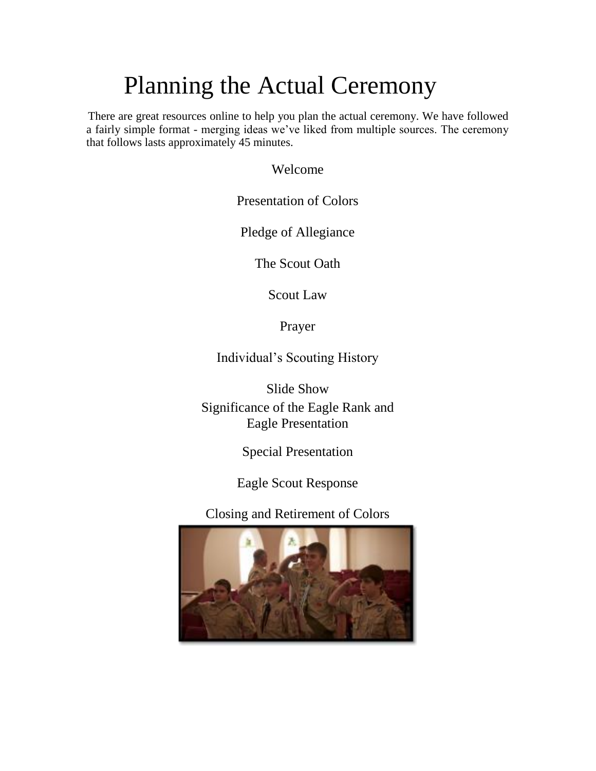# Planning the Actual Ceremony

There are great resources online to help you plan the actual ceremony. We have followed a fairly simple format - merging ideas we've liked from multiple sources. The ceremony that follows lasts approximately 45 minutes.

Welcome

Presentation of Colors

Pledge of Allegiance

The Scout Oath

Scout Law

Prayer

Individual's Scouting History

Slide Show

Significance of the Eagle Rank and Eagle Presentation

Special Presentation

Eagle Scout Response

Closing and Retirement of Colors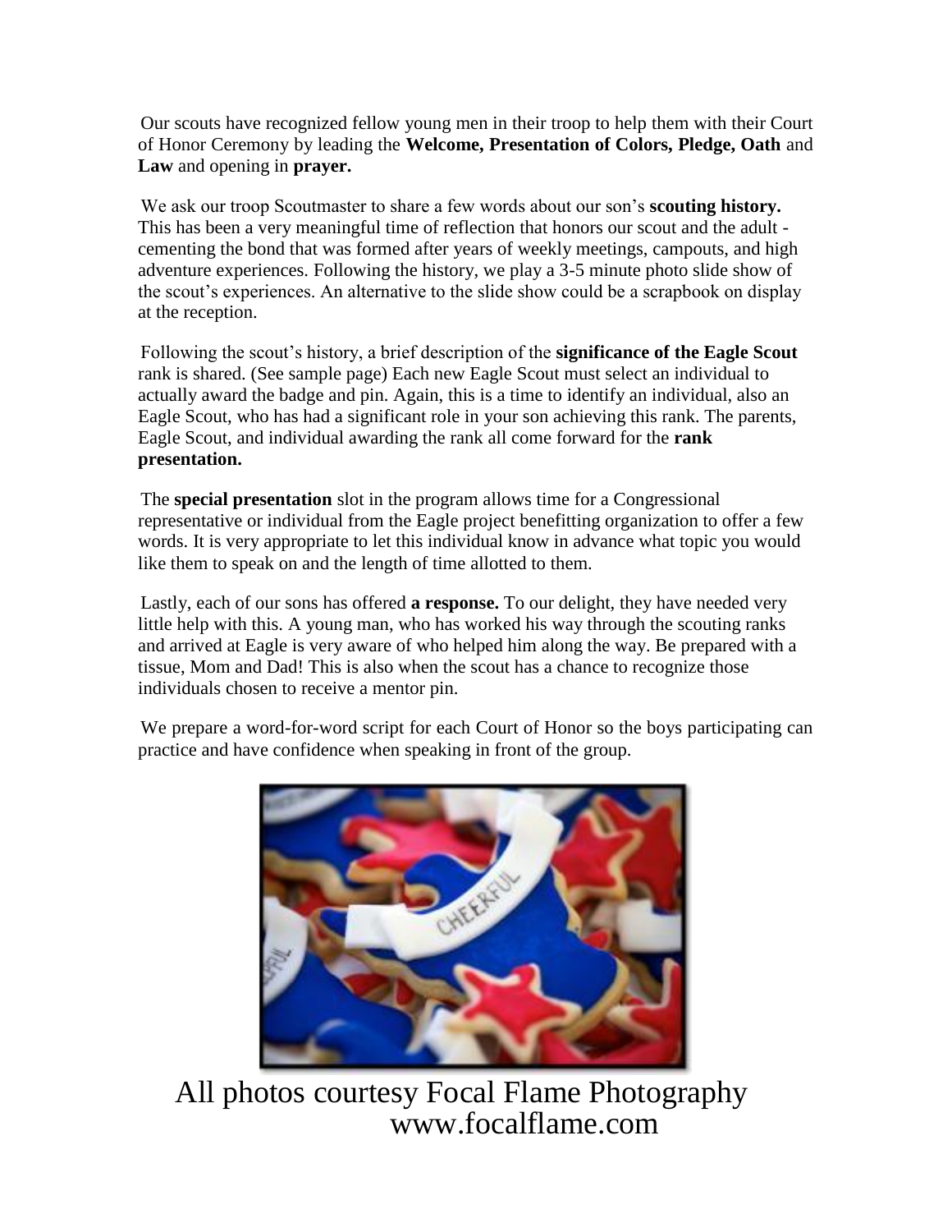Our scouts have recognized fellow young men in their troop to help them with their Court of Honor Ceremony by leading the **Welcome, Presentation of Colors, Pledge, Oath** and **Law** and opening in **prayer.**

We ask our troop Scoutmaster to share a few words about our son's **scouting history.** This has been a very meaningful time of reflection that honors our scout and the adult - cementing the bond that was formed after years of weekly meetings, campouts, and high adventure experiences. Following the history, we play a 3-5 minute photo slide show of the scout's experiences. An alternative to the slide show could be a scrapbook on display at the reception.

Following the scout's history, a brief description of the **significance of the Eagle Scout** rank is shared. (See sample page) Each new Eagle Scout must select an individual to actually award the badge and pin. Again, this is a time to identify an individual, also an Eagle Scout, who has had a significant role in your son achieving this rank. The parents, Eagle Scout, and individual awarding the rank all come forward for the **rank presentation.**

The **special presentation** slot in the program allows time for a Congressional representative or individual from the Eagle project benefitting organization to offer a few words. It is very appropriate to let this individual know in advance what topic you would like them to speak on and the length of time allotted to them.

Lastly, each of our sons has offered **a response.** To our delight, they have needed very little help with this. A young man, who has worked his way through the scouting ranks and arrived at Eagle is very aware of who helped him along the way. Be prepared with a tissue, Mom and Dad! This is also when the scout has a chance to recognize those individuals chosen to receive a mentor pin.

We prepare a word-for-word script for each Court of Honor so the boys participating can practice and have confidence when speaking in front of the group.

All photos courtesy Focal Flame Photography
www.focalflame.com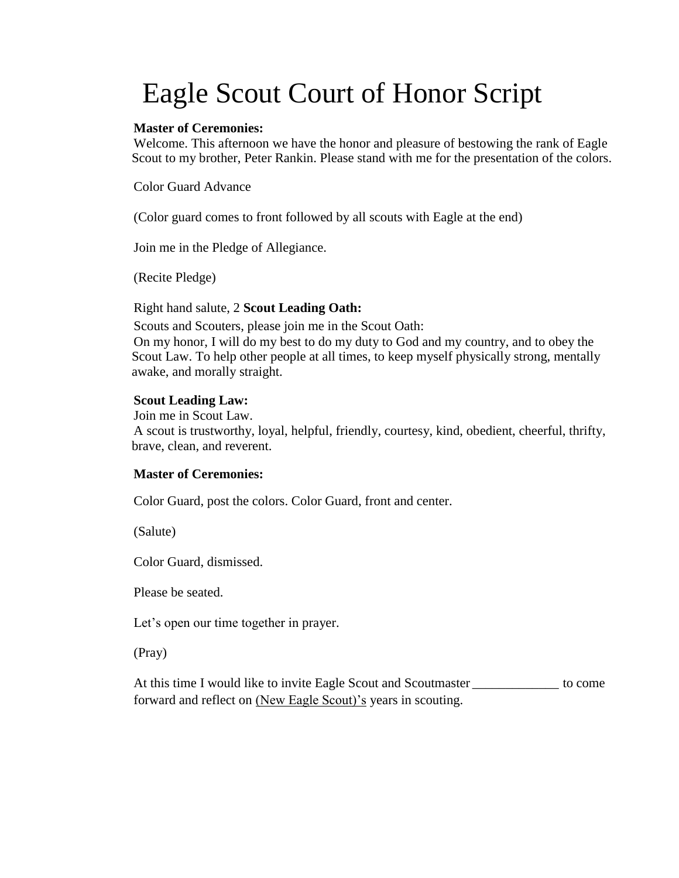# Eagle Scout Court of Honor Script

**Master of Ceremonies:**
Welcome. This afternoon we have the honor and pleasure of bestowing the rank of Eagle Scout to my brother, Peter Rankin. Please stand with me for the presentation of the colors.

Color Guard Advance

(Color guard comes to front followed by all scouts with Eagle at the end)

Join me in the Pledge of Allegiance.

(Recite Pledge)

Right hand salute, 2 **Scout Leading Oath:**

Scouts and Scouters, please join me in the Scout Oath:
On my honor, I will do my best to do my duty to God and my country, and to obey the Scout Law. To help other people at all times, to keep myself physically strong, mentally awake, and morally straight.

**Scout Leading Law:**
Join me in Scout Law.
A scout is trustworthy, loyal, helpful, friendly, courtesy, kind, obedient, cheerful, thrifty, brave, clean, and reverent.

**Master of Ceremonies:**

Color Guard, post the colors. Color Guard, front and center.

(Salute)

Color Guard, dismissed.

Please be seated.

Let's open our time together in prayer.

(Pray)

At this time I would like to invite Eagle Scout and Scoutmaster _____________ to come forward and reflect on (New Eagle Scout)'s years in scouting.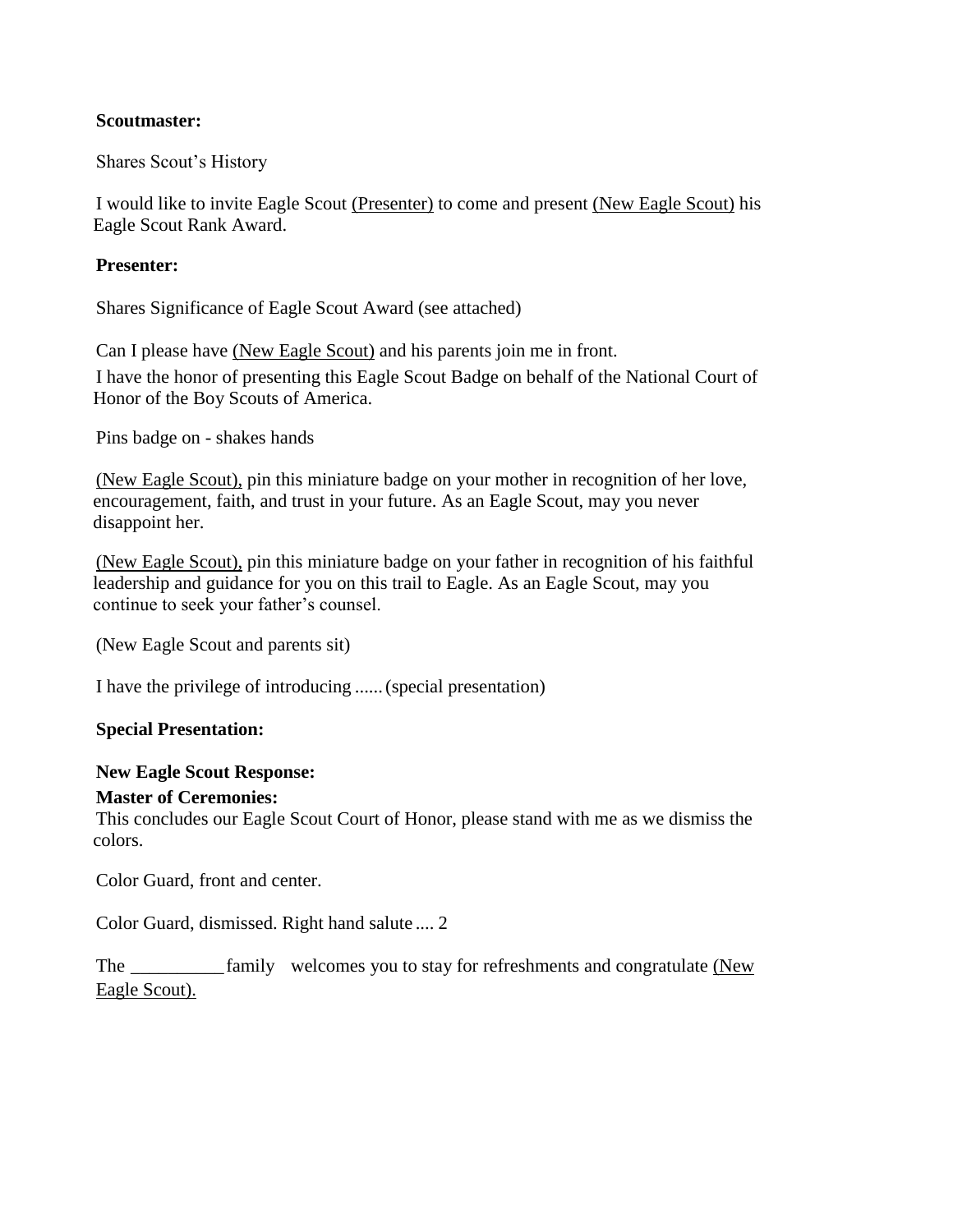**Scoutmaster:**

Shares Scout's History

I would like to invite Eagle Scout <u>(Presenter)</u> to come and present <u>(New Eagle Scout)</u> his Eagle Scout Rank Award.

**Presenter:**

Shares Significance of Eagle Scout Award (see attached)

Can I please have <u>(New Eagle Scout)</u> and his parents join me in front.

I have the honor of presenting this Eagle Scout Badge on behalf of the National Court of Honor of the Boy Scouts of America.

Pins badge on - shakes hands

<u>(New Eagle Scout),</u> pin this miniature badge on your mother in recognition of her love, encouragement, faith, and trust in your future. As an Eagle Scout, may you never disappoint her.

<u>(New Eagle Scout),</u> pin this miniature badge on your father in recognition of his faithful leadership and guidance for you on this trail to Eagle. As an Eagle Scout, may you continue to seek your father's counsel.

(New Eagle Scout and parents sit)

I have the privilege of introducing ...... (special presentation)

**Special Presentation:**

**New Eagle Scout Response:**

**Master of Ceremonies:**

This concludes our Eagle Scout Court of Honor, please stand with me as we dismiss the colors.

Color Guard, front and center.

Color Guard, dismissed. Right hand salute .... 2

The __________ family welcomes you to stay for refreshments and congratulate <u>(New Eagle Scout).</u>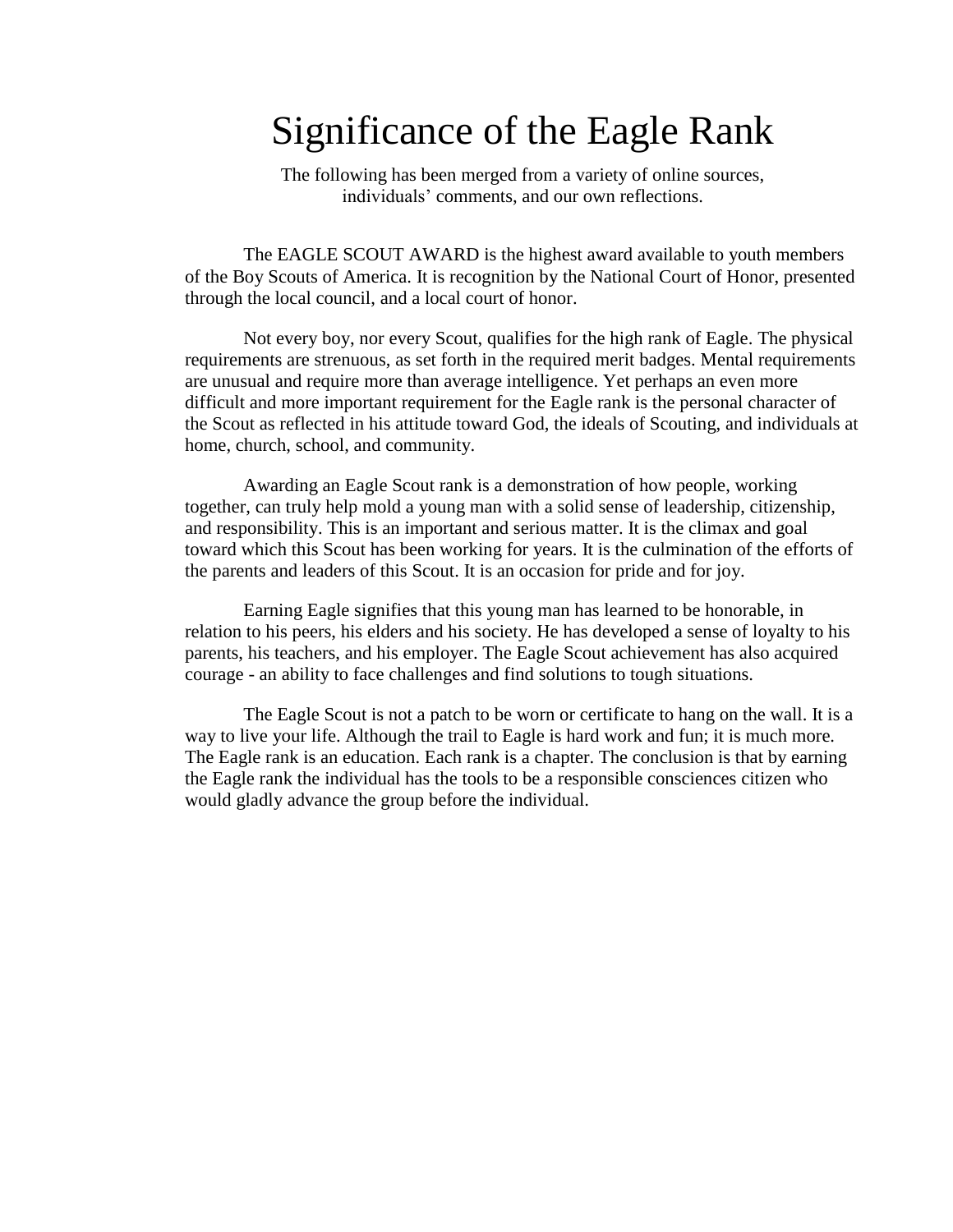# Significance of the Eagle Rank

The following has been merged from a variety of online sources, individuals' comments, and our own reflections.

The EAGLE SCOUT AWARD is the highest award available to youth members of the Boy Scouts of America. It is recognition by the National Court of Honor, presented through the local council, and a local court of honor.

Not every boy, nor every Scout, qualifies for the high rank of Eagle. The physical requirements are strenuous, as set forth in the required merit badges. Mental requirements are unusual and require more than average intelligence. Yet perhaps an even more difficult and more important requirement for the Eagle rank is the personal character of the Scout as reflected in his attitude toward God, the ideals of Scouting, and individuals at home, church, school, and community.

Awarding an Eagle Scout rank is a demonstration of how people, working together, can truly help mold a young man with a solid sense of leadership, citizenship, and responsibility. This is an important and serious matter. It is the climax and goal toward which this Scout has been working for years. It is the culmination of the efforts of the parents and leaders of this Scout. It is an occasion for pride and for joy.

Earning Eagle signifies that this young man has learned to be honorable, in relation to his peers, his elders and his society. He has developed a sense of loyalty to his parents, his teachers, and his employer. The Eagle Scout achievement has also acquired courage - an ability to face challenges and find solutions to tough situations.

The Eagle Scout is not a patch to be worn or certificate to hang on the wall. It is a way to live your life. Although the trail to Eagle is hard work and fun; it is much more. The Eagle rank is an education. Each rank is a chapter. The conclusion is that by earning the Eagle rank the individual has the tools to be a responsible consciences citizen who would gladly advance the group before the individual.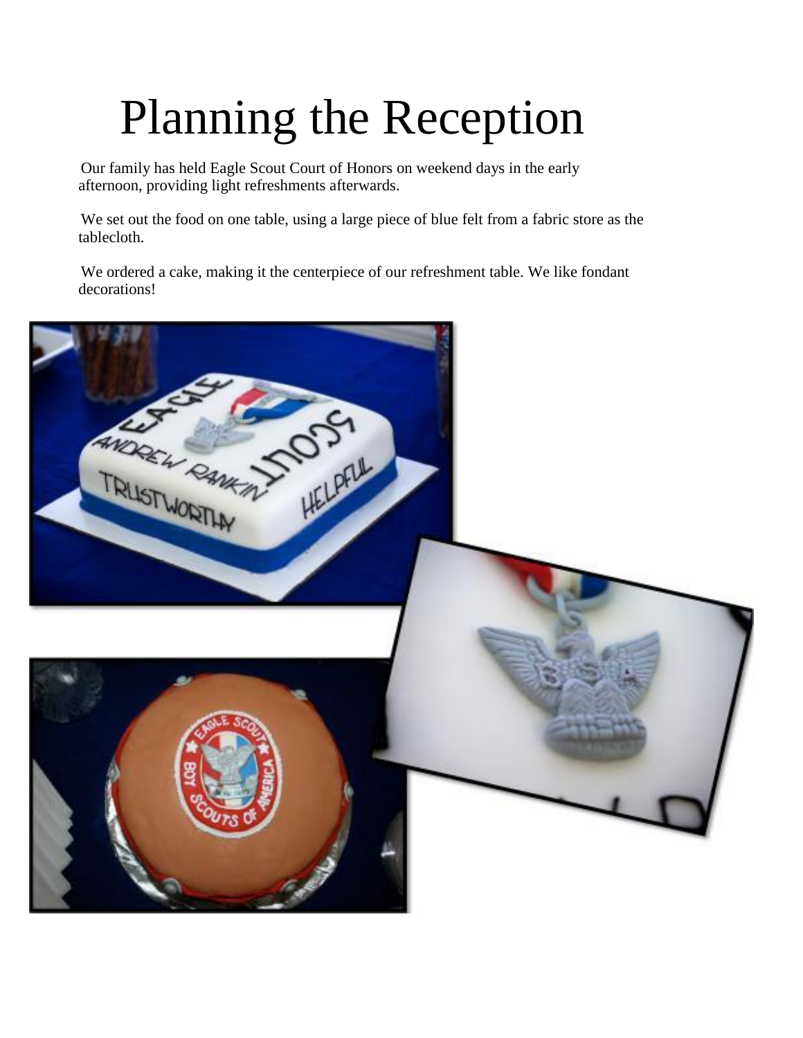# Planning the Reception

Our family has held Eagle Scout Court of Honors on weekend days in the early afternoon, providing light refreshments afterwards.

We set out the food on one table, using a large piece of blue felt from a fabric store as the tablecloth.

We ordered a cake, making it the centerpiece of our refreshment table. We like fondant decorations!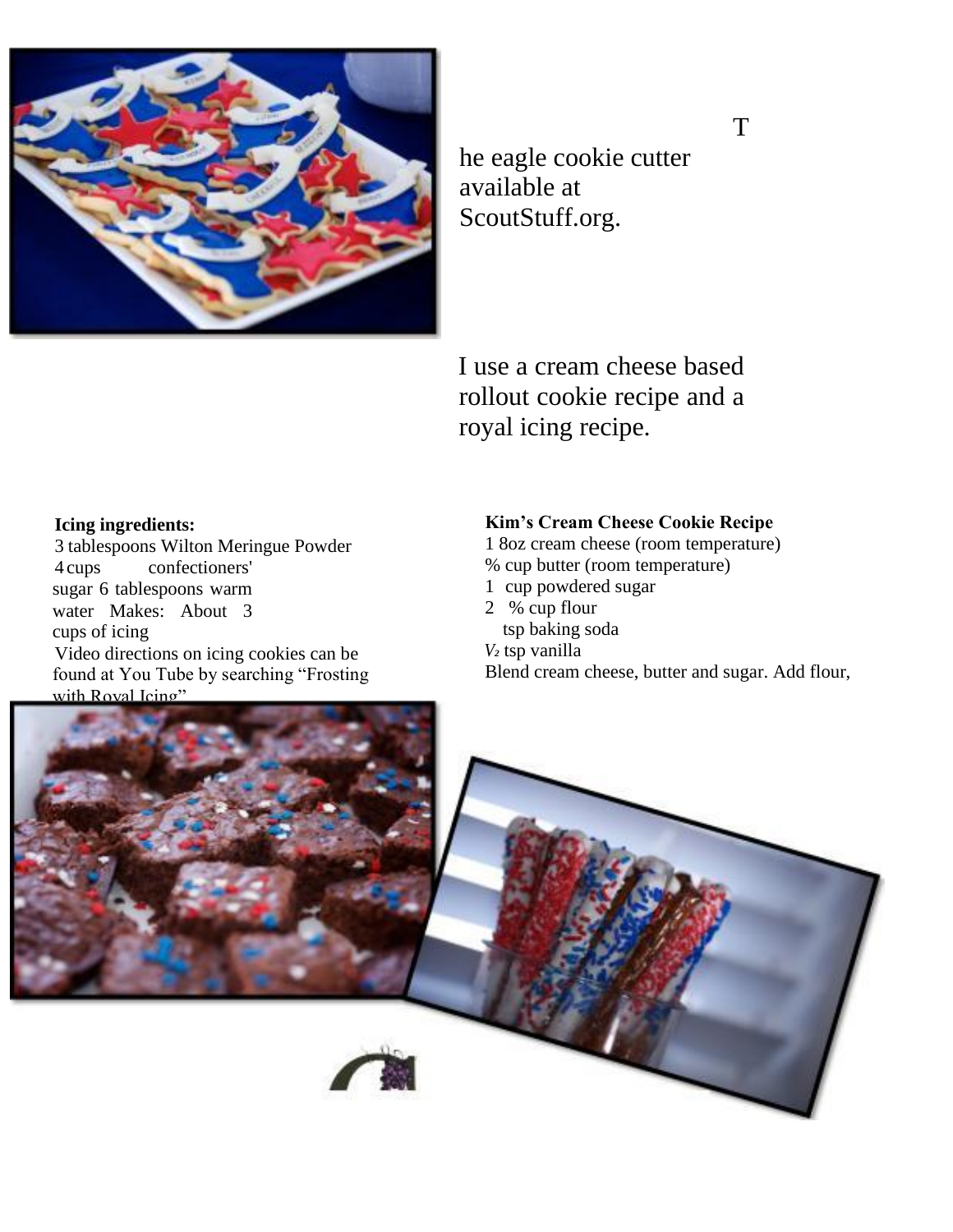The eagle cookie cutter available at ScoutStuff.org.

I use a cream cheese based rollout cookie recipe and a royal icing recipe.

**Icing ingredients:**

3 tablespoons Wilton Meringue Powder
4 cups confectioners' sugar
6 tablespoons warm water
Makes: About 3 cups of icing

Video directions on icing cookies can be found at You Tube by searching “Frosting with Royal Icing”

**Kim’s Cream Cheese Cookie Recipe**

1 8oz cream cheese (room temperature)
% cup butter (room temperature)
1 cup powdered sugar
2 % cup flour
tsp baking soda
½ tsp vanilla

Blend cream cheese, butter and sugar. Add flour,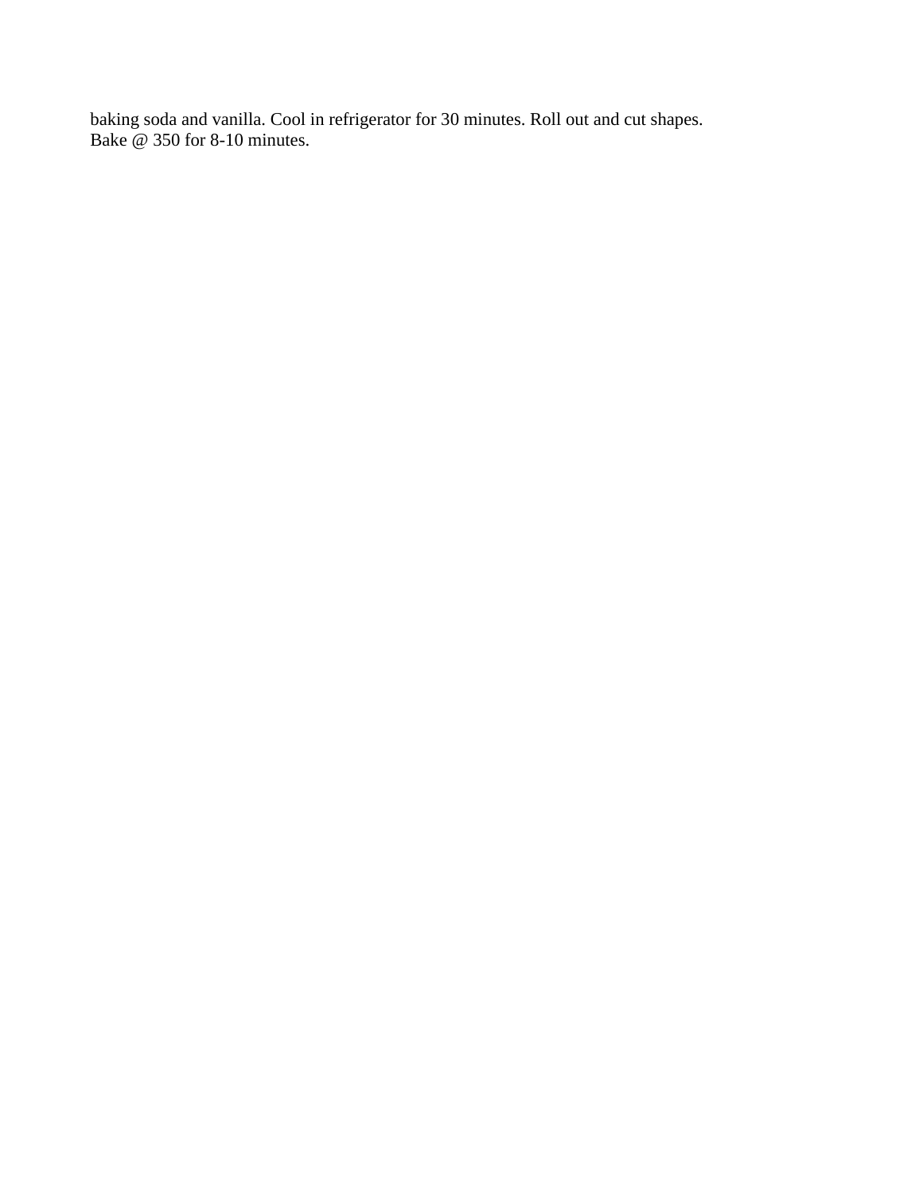baking soda and vanilla. Cool in refrigerator for 30 minutes. Roll out and cut shapes.
Bake @ 350 for 8-10 minutes.